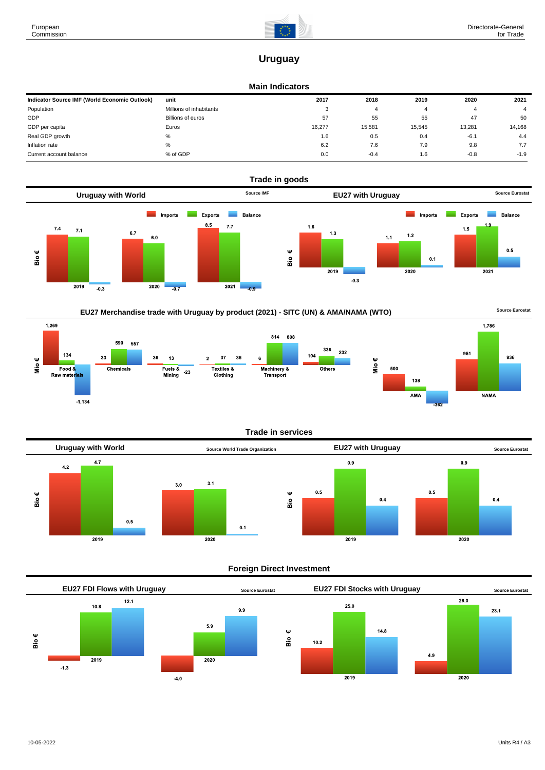# Uruguay

## Main Indicators

| Indicator Source IMF (World Economic Outlook) | unit | 2017 | 2018 | 2019 | 2020 | 2021 |
|---|---|---|---|---|---|---|
| Population | Millions of inhabitants | 3 | 4 | 4 | 4 | 4 |
| GDP | Billions of euros | 57 | 55 | 55 | 47 | 50 |
| GDP per capita | Euros | 16,277 | 15,581 | 15,545 | 13,281 | 14,168 |
| Real GDP growth | % | 1.6 | 0.5 | 0.4 | -6.1 | 4.4 |
| Inflation rate | % | 6.2 | 7.6 | 7.9 | 9.8 | 7.7 |
| Current account balance | % of GDP | 0.0 | -0.4 | 1.6 | -0.8 | -1.9 |

## Trade in goods

### Uruguay with World

Source IMF

Bio €

| | Imports | Exports | Balance |
|---|---|---|---|
| 2019 | 7.4 | 7.1 | -0.3 |
| 2020 | 6.7 | 6.0 | -0.7 |
| 2021 | 8.5 | 7.7 | -0.9 |

### EU27 with Uruguay

Source Eurostat

Bio €

| | Imports | Exports | Balance |
|---|---|---|---|
| 2019 | 1.6 | 1.3 | -0.3 |
| 2020 | 1.1 | 1.2 | 0.1 |
| 2021 | 1.5 | 1.9 | 0.5 |

### EU27 Merchandise trade with Uruguay by product (2021) - SITC (UN) & AMA/NAMA (WTO)

Source Eurostat

Mio €

| | Imports | Exports | Balance |
|---|---|---|---|
| Food & Raw materials | 1,269 | 134 | -1,134 |
| Chemicals | 33 | 590 | 557 |
| Fuels & Mining | 36 | 13 | -23 |
| Textiles & Clothing | 2 | 37 | 35 |
| Machinery & Transport | 6 | 814 | 808 |
| Others | 104 | 336 | 232 |

Mio €

| | Imports | Exports | Balance |
|---|---|---|---|
| AMA | 500 | 138 | -362 |
| NAMA | 951 | 1,786 | 836 |

## Trade in services

### Uruguay with World

Source World Trade Organization

Bio €

| | Imports | Exports | Balance |
|---|---|---|---|
| 2019 | 4.2 | 4.7 | 0.5 |
| 2020 | 3.0 | 3.1 | 0.1 |

### EU27 with Uruguay

Source Eurostat

Bio €

| | Imports | Exports | Balance |
|---|---|---|---|
| 2019 | 0.5 | 0.9 | 0.4 |
| 2020 | 0.5 | 0.9 | 0.4 |

## Foreign Direct Investment

### EU27 FDI Flows with Uruguay

Source Eurostat

Bio €

| | Inward | Outward | Net |
|---|---|---|---|
| 2019 | -1.3 | 10.8 | 12.1 |
| 2020 | -4.0 | 5.9 | 9.9 |

### EU27 FDI Stocks with Uruguay

Source Eurostat

Bio €

| | Inward | Outward | Net |
|---|---|---|---|
| 2019 | 10.2 | 25.0 | 14.8 |
| 2020 | 4.9 | 28.0 | 23.1 |

10-05-2022

Units R4 / A3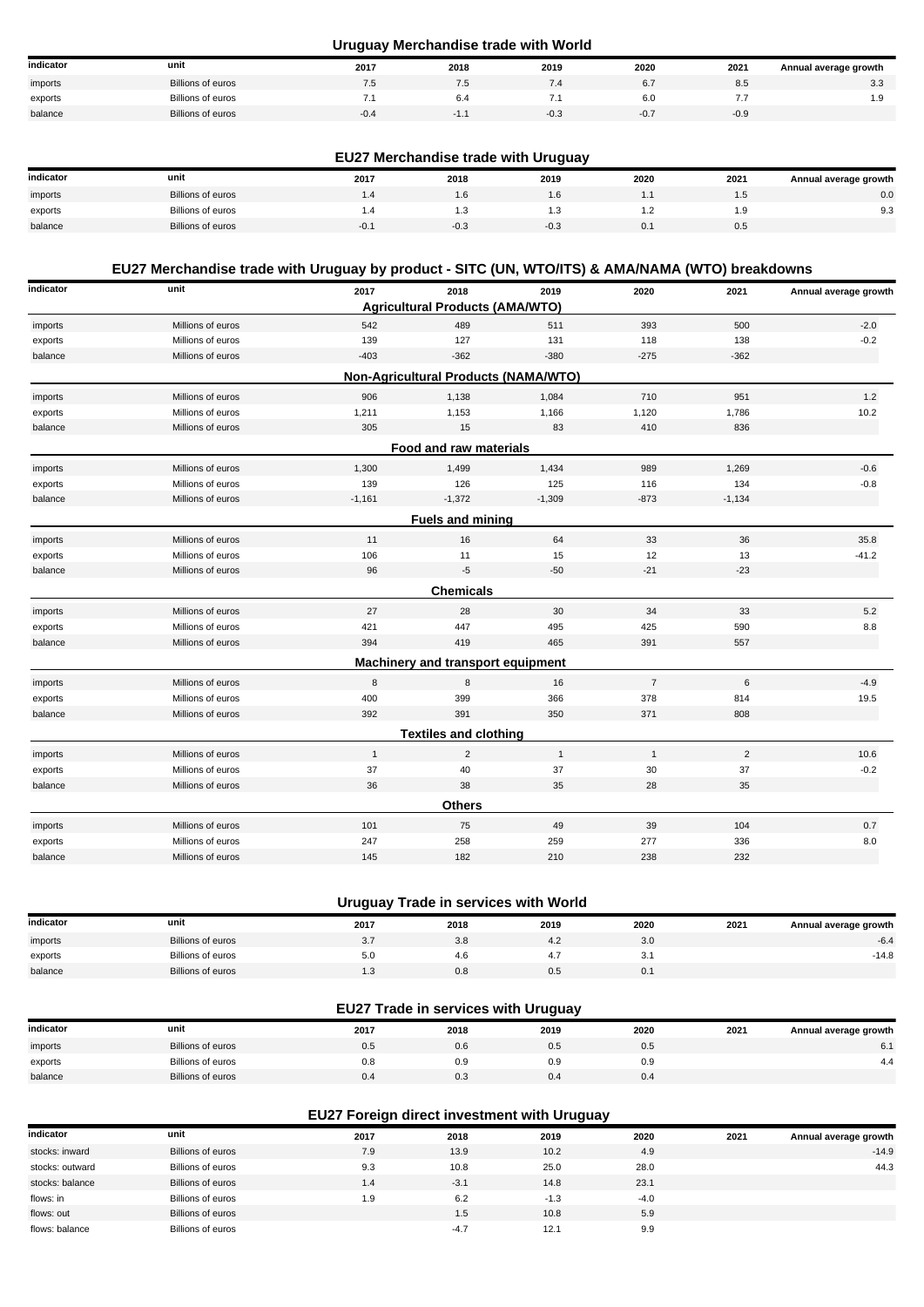## Uruguay Merchandise trade with World

| indicator | unit | 2017 | 2018 | 2019 | 2020 | 2021 | Annual average growth |
|---|---|---|---|---|---|---|---|
| imports | Billions of euros | 7.5 | 7.5 | 7.4 | 6.7 | 8.5 | 3.3 |
| exports | Billions of euros | 7.1 | 6.4 | 7.1 | 6.0 | 7.7 | 1.9 |
| balance | Billions of euros | -0.4 | -1.1 | -0.3 | -0.7 | -0.9 | |

## EU27 Merchandise trade with Uruguay

| indicator | unit | 2017 | 2018 | 2019 | 2020 | 2021 | Annual average growth |
|---|---|---|---|---|---|---|---|
| imports | Billions of euros | 1.4 | 1.6 | 1.6 | 1.1 | 1.5 | 0.0 |
| exports | Billions of euros | 1.4 | 1.3 | 1.3 | 1.2 | 1.9 | 9.3 |
| balance | Billions of euros | -0.1 | -0.3 | -0.3 | 0.1 | 0.5 | |

## EU27 Merchandise trade with Uruguay by product - SITC (UN, WTO/ITS) & AMA/NAMA (WTO) breakdowns

| indicator | unit | 2017 | 2018 | 2019 | 2020 | 2021 | Annual average growth |
|---|---|---|---|---|---|---|---|
| | | | **Agricultural Products (AMA/WTO)** | | | | |
| imports | Millions of euros | 542 | 489 | 511 | 393 | 500 | -2.0 |
| exports | Millions of euros | 139 | 127 | 131 | 118 | 138 | -0.2 |
| balance | Millions of euros | -403 | -362 | -380 | -275 | -362 | |
| | | | **Non-Agricultural Products (NAMA/WTO)** | | | | |
| imports | Millions of euros | 906 | 1,138 | 1,084 | 710 | 951 | 1.2 |
| exports | Millions of euros | 1,211 | 1,153 | 1,166 | 1,120 | 1,786 | 10.2 |
| balance | Millions of euros | 305 | 15 | 83 | 410 | 836 | |
| | | | **Food and raw materials** | | | | |
| imports | Millions of euros | 1,300 | 1,499 | 1,434 | 989 | 1,269 | -0.6 |
| exports | Millions of euros | 139 | 126 | 125 | 116 | 134 | -0.8 |
| balance | Millions of euros | -1,161 | -1,372 | -1,309 | -873 | -1,134 | |
| | | | **Fuels and mining** | | | | |
| imports | Millions of euros | 11 | 16 | 64 | 33 | 36 | 35.8 |
| exports | Millions of euros | 106 | 11 | 15 | 12 | 13 | -41.2 |
| balance | Millions of euros | 96 | -5 | -50 | -21 | -23 | |
| | | | **Chemicals** | | | | |
| imports | Millions of euros | 27 | 28 | 30 | 34 | 33 | 5.2 |
| exports | Millions of euros | 421 | 447 | 495 | 425 | 590 | 8.8 |
| balance | Millions of euros | 394 | 419 | 465 | 391 | 557 | |
| | | | **Machinery and transport equipment** | | | | |
| imports | Millions of euros | 8 | 8 | 16 | 7 | 6 | -4.9 |
| exports | Millions of euros | 400 | 399 | 366 | 378 | 814 | 19.5 |
| balance | Millions of euros | 392 | 391 | 350 | 371 | 808 | |
| | | | **Textiles and clothing** | | | | |
| imports | Millions of euros | 1 | 2 | 1 | 1 | 2 | 10.6 |
| exports | Millions of euros | 37 | 40 | 37 | 30 | 37 | -0.2 |
| balance | Millions of euros | 36 | 38 | 35 | 28 | 35 | |
| | | | **Others** | | | | |
| imports | Millions of euros | 101 | 75 | 49 | 39 | 104 | 0.7 |
| exports | Millions of euros | 247 | 258 | 259 | 277 | 336 | 8.0 |
| balance | Millions of euros | 145 | 182 | 210 | 238 | 232 | |

## Uruguay Trade in services with World

| indicator | unit | 2017 | 2018 | 2019 | 2020 | 2021 | Annual average growth |
|---|---|---|---|---|---|---|---|
| imports | Billions of euros | 3.7 | 3.8 | 4.2 | 3.0 | | -6.4 |
| exports | Billions of euros | 5.0 | 4.6 | 4.7 | 3.1 | | -14.8 |
| balance | Billions of euros | 1.3 | 0.8 | 0.5 | 0.1 | | |

## EU27 Trade in services with Uruguay

| indicator | unit | 2017 | 2018 | 2019 | 2020 | 2021 | Annual average growth |
|---|---|---|---|---|---|---|---|
| imports | Billions of euros | 0.5 | 0.6 | 0.5 | 0.5 | | 6.1 |
| exports | Billions of euros | 0.8 | 0.9 | 0.9 | 0.9 | | 4.4 |
| balance | Billions of euros | 0.4 | 0.3 | 0.4 | 0.4 | | |

## EU27 Foreign direct investment with Uruguay

| indicator | unit | 2017 | 2018 | 2019 | 2020 | 2021 | Annual average growth |
|---|---|---|---|---|---|---|---|
| stocks: inward | Billions of euros | 7.9 | 13.9 | 10.2 | 4.9 | | -14.9 |
| stocks: outward | Billions of euros | 9.3 | 10.8 | 25.0 | 28.0 | | 44.3 |
| stocks: balance | Billions of euros | 1.4 | -3.1 | 14.8 | 23.1 | | |
| flows: in | Billions of euros | 1.9 | 6.2 | -1.3 | -4.0 | | |
| flows: out | Billions of euros | | 1.5 | 10.8 | 5.9 | | |
| flows: balance | Billions of euros | | -4.7 | 12.1 | 9.9 | | |